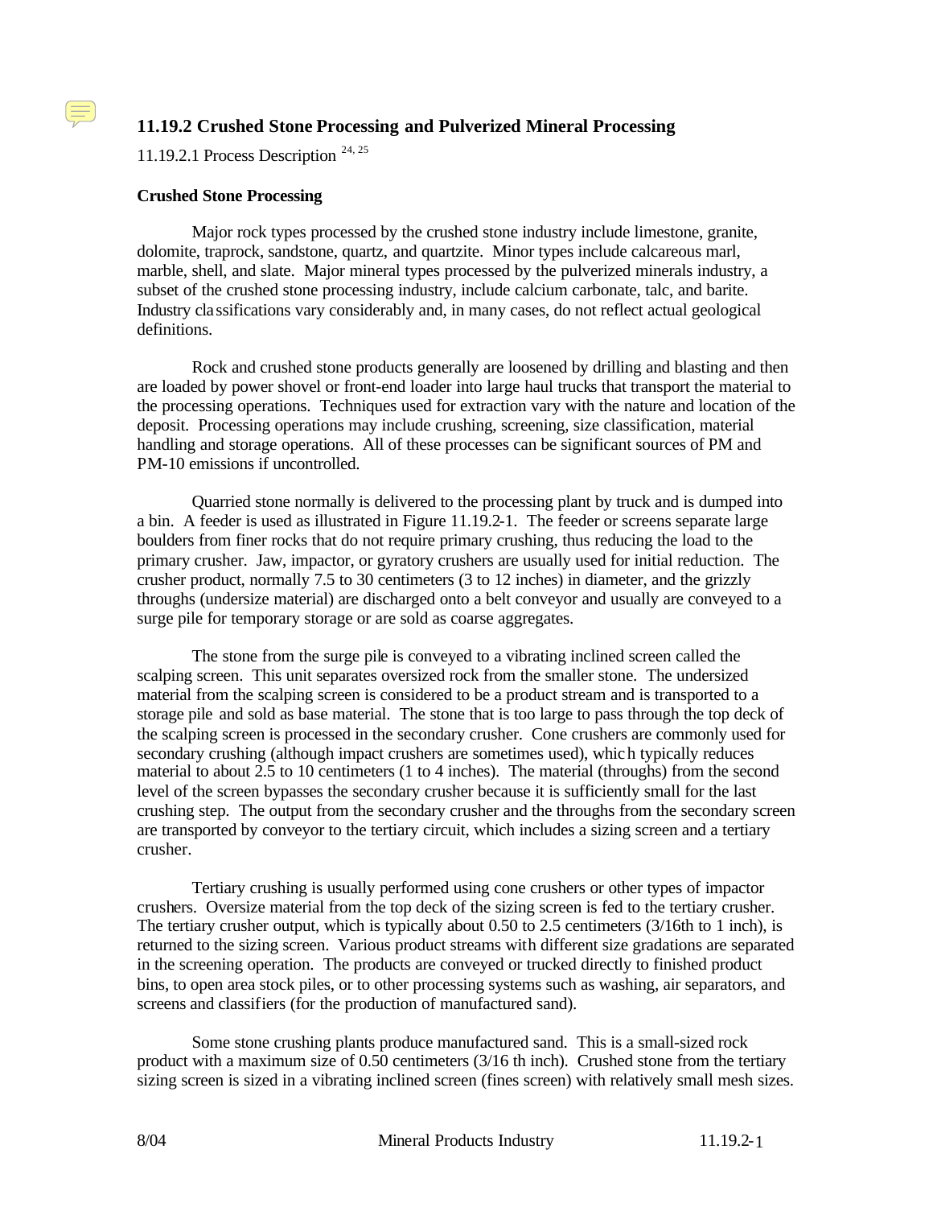## 11.19.2 Crushed Stone Processing and Pulverized Mineral Processing

11.19.2.1 Process Description [24, 25]

### Crushed Stone Processing

Major rock types processed by the crushed stone industry include limestone, granite, dolomite, traprock, sandstone, quartz, and quartzite. Minor types include calcareous marl, marble, shell, and slate. Major mineral types processed by the pulverized minerals industry, a subset of the crushed stone processing industry, include calcium carbonate, talc, and barite. Industry classifications vary considerably and, in many cases, do not reflect actual geological definitions.

Rock and crushed stone products generally are loosened by drilling and blasting and then are loaded by power shovel or front-end loader into large haul trucks that transport the material to the processing operations. Techniques used for extraction vary with the nature and location of the deposit. Processing operations may include crushing, screening, size classification, material handling and storage operations. All of these processes can be significant sources of PM and PM-10 emissions if uncontrolled.

Quarried stone normally is delivered to the processing plant by truck and is dumped into a bin. A feeder is used as illustrated in Figure 11.19.2-1. The feeder or screens separate large boulders from finer rocks that do not require primary crushing, thus reducing the load to the primary crusher. Jaw, impactor, or gyratory crushers are usually used for initial reduction. The crusher product, normally 7.5 to 30 centimeters (3 to 12 inches) in diameter, and the grizzly throughs (undersize material) are discharged onto a belt conveyor and usually are conveyed to a surge pile for temporary storage or are sold as coarse aggregates.

The stone from the surge pile is conveyed to a vibrating inclined screen called the scalping screen. This unit separates oversized rock from the smaller stone. The undersized material from the scalping screen is considered to be a product stream and is transported to a storage pile and sold as base material. The stone that is too large to pass through the top deck of the scalping screen is processed in the secondary crusher. Cone crushers are commonly used for secondary crushing (although impact crushers are sometimes used), which typically reduces material to about 2.5 to 10 centimeters (1 to 4 inches). The material (throughs) from the second level of the screen bypasses the secondary crusher because it is sufficiently small for the last crushing step. The output from the secondary crusher and the throughs from the secondary screen are transported by conveyor to the tertiary circuit, which includes a sizing screen and a tertiary crusher.

Tertiary crushing is usually performed using cone crushers or other types of impactor crushers. Oversize material from the top deck of the sizing screen is fed to the tertiary crusher. The tertiary crusher output, which is typically about 0.50 to 2.5 centimeters (3/16th to 1 inch), is returned to the sizing screen. Various product streams with different size gradations are separated in the screening operation. The products are conveyed or trucked directly to finished product bins, to open area stock piles, or to other processing systems such as washing, air separators, and screens and classifiers (for the production of manufactured sand).

Some stone crushing plants produce manufactured sand. This is a small-sized rock product with a maximum size of 0.50 centimeters (3/16 th inch). Crushed stone from the tertiary sizing screen is sized in a vibrating inclined screen (fines screen) with relatively small mesh sizes.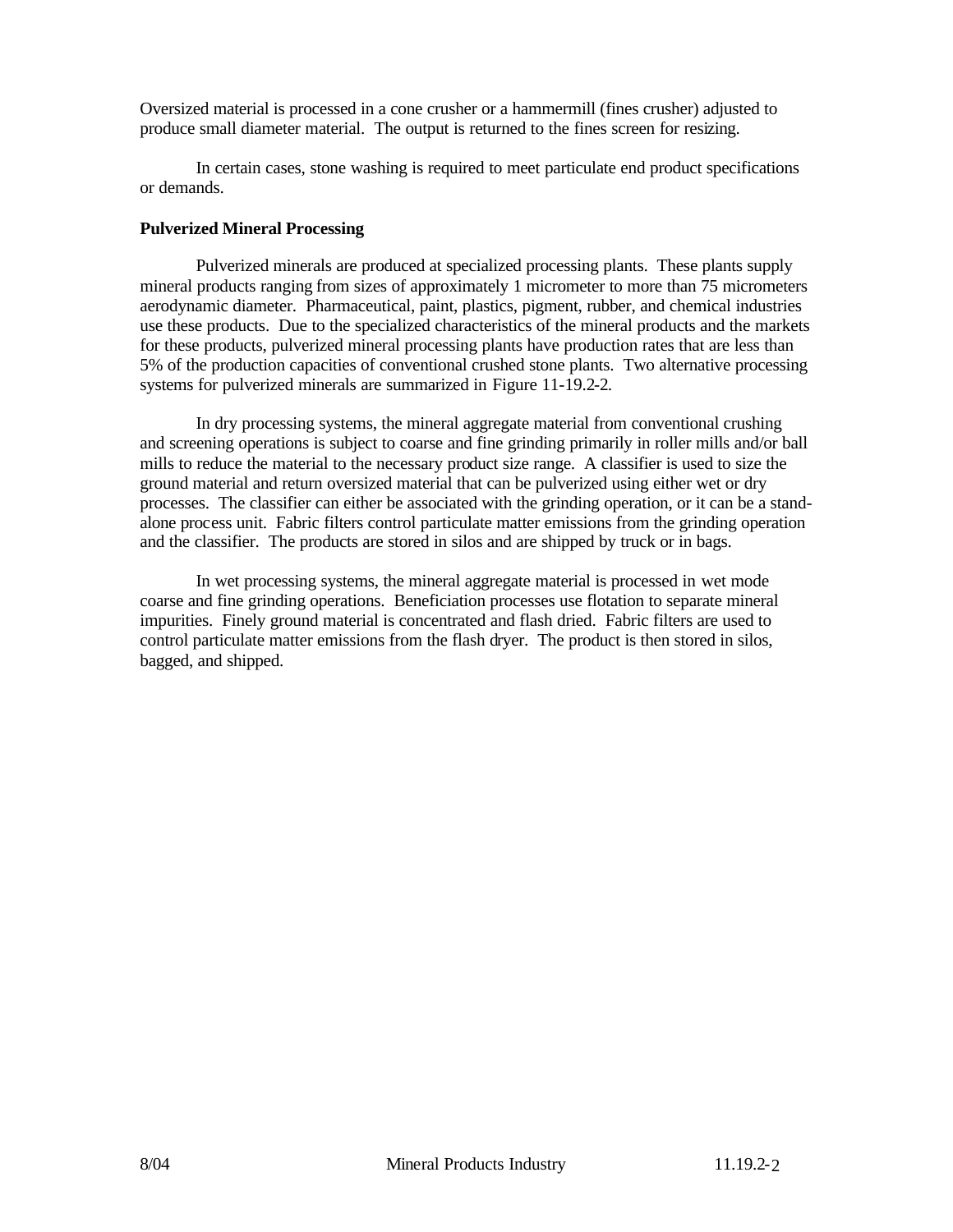Oversized material is processed in a cone crusher or a hammermill (fines crusher) adjusted to produce small diameter material. The output is returned to the fines screen for resizing.

In certain cases, stone washing is required to meet particulate end product specifications or demands.

**Pulverized Mineral Processing**

Pulverized minerals are produced at specialized processing plants. These plants supply mineral products ranging from sizes of approximately 1 micrometer to more than 75 micrometers aerodynamic diameter. Pharmaceutical, paint, plastics, pigment, rubber, and chemical industries use these products. Due to the specialized characteristics of the mineral products and the markets for these products, pulverized mineral processing plants have production rates that are less than 5% of the production capacities of conventional crushed stone plants. Two alternative processing systems for pulverized minerals are summarized in Figure 11-19.2-2.

In dry processing systems, the mineral aggregate material from conventional crushing and screening operations is subject to coarse and fine grinding primarily in roller mills and/or ball mills to reduce the material to the necessary product size range. A classifier is used to size the ground material and return oversized material that can be pulverized using either wet or dry processes. The classifier can either be associated with the grinding operation, or it can be a stand-alone process unit. Fabric filters control particulate matter emissions from the grinding operation and the classifier. The products are stored in silos and are shipped by truck or in bags.

In wet processing systems, the mineral aggregate material is processed in wet mode coarse and fine grinding operations. Beneficiation processes use flotation to separate mineral impurities. Finely ground material is concentrated and flash dried. Fabric filters are used to control particulate matter emissions from the flash dryer. The product is then stored in silos, bagged, and shipped.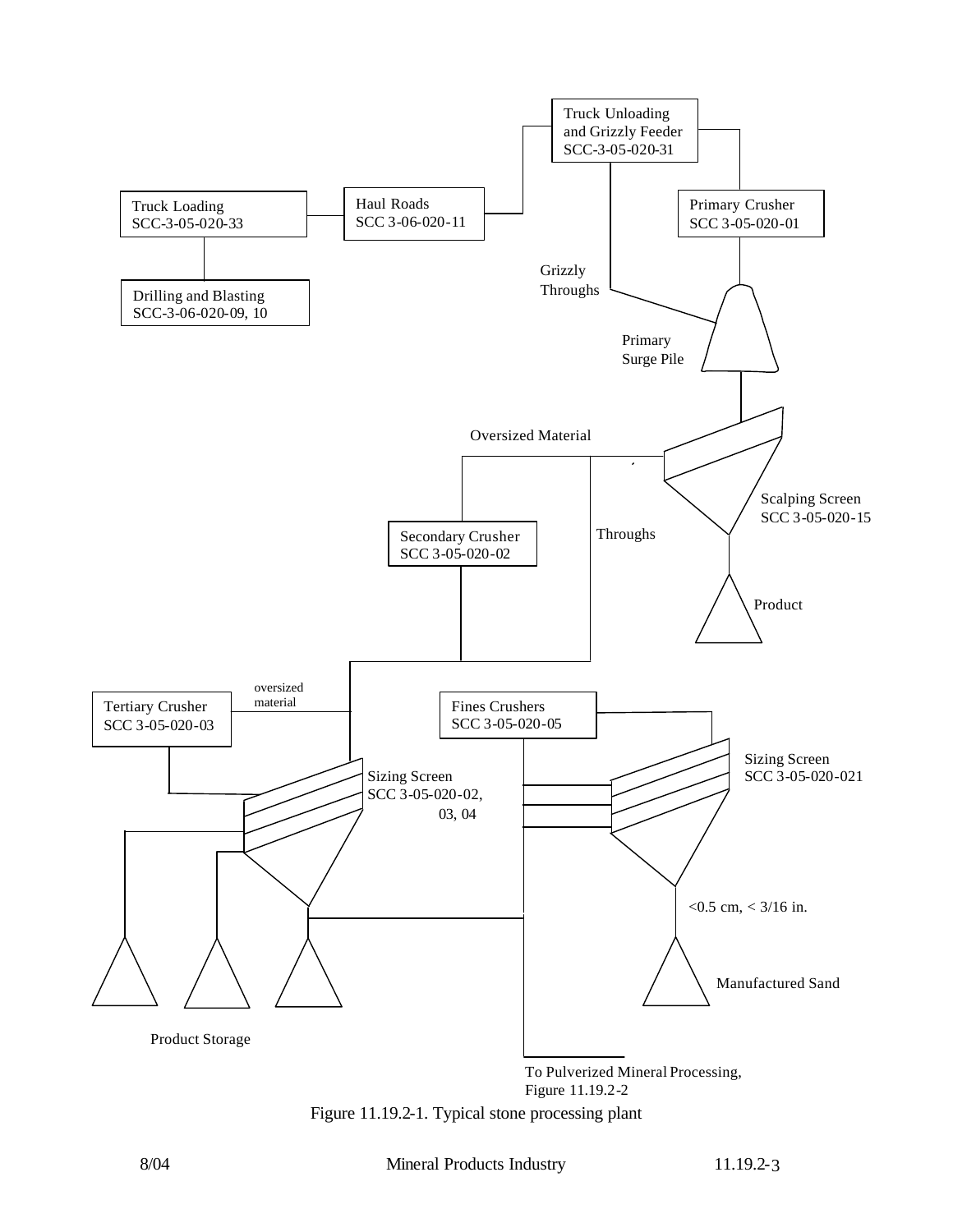Truck Unloading and Grizzly Feeder SCC-3-05-020-31

Truck Loading SCC-3-05-020-33

Haul Roads SCC 3-06-020-11

Primary Crusher SCC 3-05-020-01

Drilling and Blasting SCC-3-06-020-09, 10

Grizzly Throughs

Primary Surge Pile

Oversized Material

Scalping Screen SCC 3-05-020-15

Secondary Crusher SCC 3-05-020-02

Throughs

Product

oversized material

Tertiary Crusher SCC 3-05-020-03

Fines Crushers SCC 3-05-020-05

Sizing Screen SCC 3-05-020-021

Sizing Screen SCC 3-05-020-02, 03, 04

<0.5 cm, < 3/16 in.

Manufactured Sand

Product Storage

To Pulverized Mineral Processing, Figure 11.19.2-2

Figure 11.19.2-1. Typical stone processing plant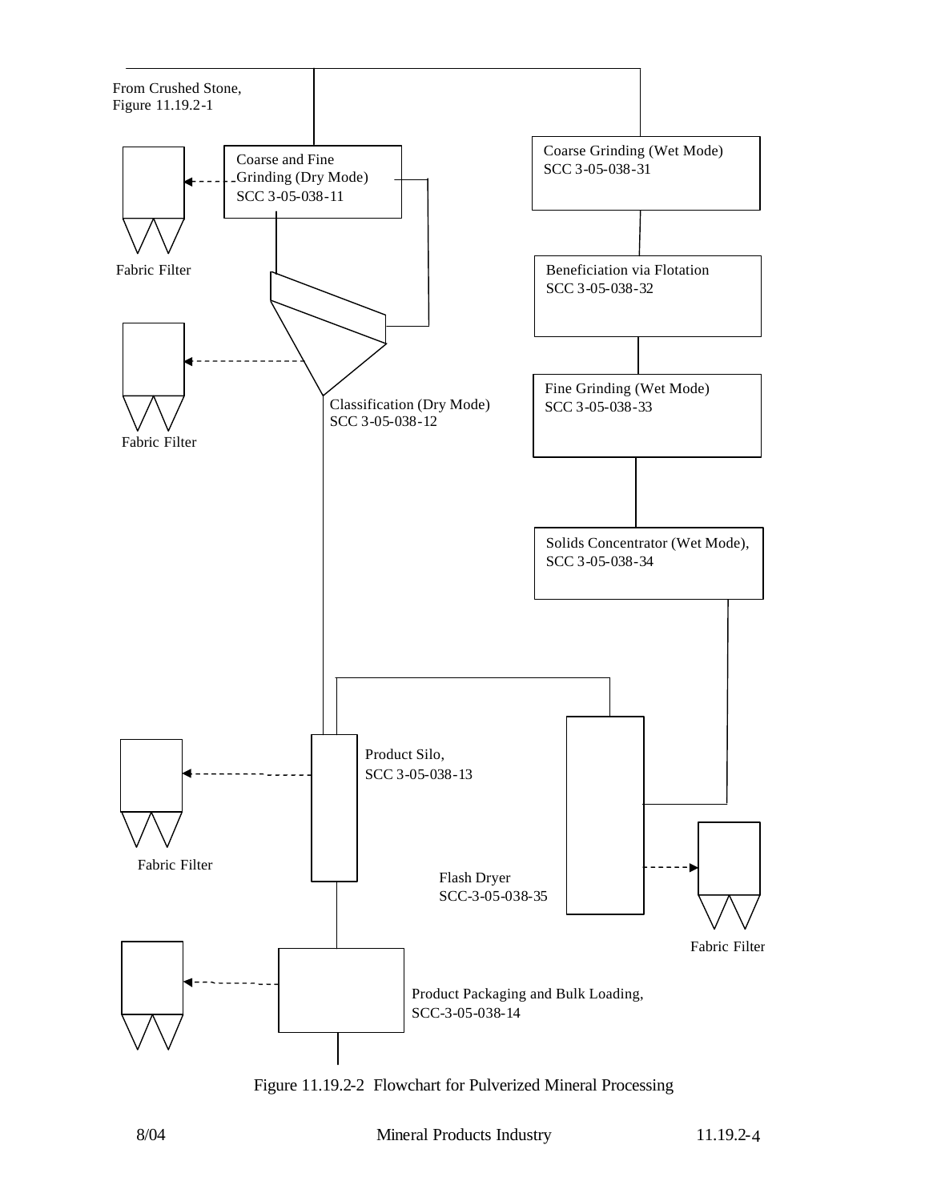From Crushed Stone, Figure 11.19.2-1

Coarse and Fine Grinding (Dry Mode) SCC 3-05-038-11

Fabric Filter

Classification (Dry Mode) SCC 3-05-038-12

Fabric Filter

Coarse Grinding (Wet Mode) SCC 3-05-038-31

Beneficiation via Flotation SCC 3-05-038-32

Fine Grinding (Wet Mode) SCC 3-05-038-33

Solids Concentrator (Wet Mode), SCC 3-05-038-34

Product Silo, SCC 3-05-038-13

Fabric Filter

Flash Dryer SCC-3-05-038-35

Fabric Filter

Product Packaging and Bulk Loading, SCC-3-05-038-14

Figure 11.19.2-2 Flowchart for Pulverized Mineral Processing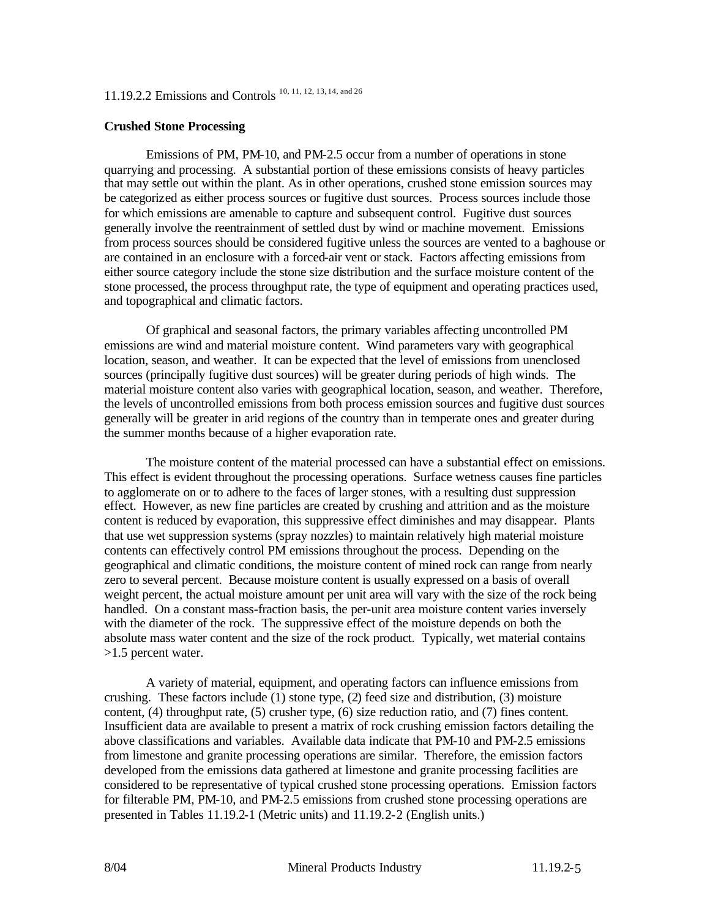### 11.19.2.2 Emissions and Controls [10, 11, 12, 13, 14, and 26]

**Crushed Stone Processing**

Emissions of PM, PM-10, and PM-2.5 occur from a number of operations in stone quarrying and processing. A substantial portion of these emissions consists of heavy particles that may settle out within the plant. As in other operations, crushed stone emission sources may be categorized as either process sources or fugitive dust sources. Process sources include those for which emissions are amenable to capture and subsequent control. Fugitive dust sources generally involve the reentrainment of settled dust by wind or machine movement. Emissions from process sources should be considered fugitive unless the sources are vented to a baghouse or are contained in an enclosure with a forced-air vent or stack. Factors affecting emissions from either source category include the stone size distribution and the surface moisture content of the stone processed, the process throughput rate, the type of equipment and operating practices used, and topographical and climatic factors.

Of graphical and seasonal factors, the primary variables affecting uncontrolled PM emissions are wind and material moisture content. Wind parameters vary with geographical location, season, and weather. It can be expected that the level of emissions from unenclosed sources (principally fugitive dust sources) will be greater during periods of high winds. The material moisture content also varies with geographical location, season, and weather. Therefore, the levels of uncontrolled emissions from both process emission sources and fugitive dust sources generally will be greater in arid regions of the country than in temperate ones and greater during the summer months because of a higher evaporation rate.

The moisture content of the material processed can have a substantial effect on emissions. This effect is evident throughout the processing operations. Surface wetness causes fine particles to agglomerate on or to adhere to the faces of larger stones, with a resulting dust suppression effect. However, as new fine particles are created by crushing and attrition and as the moisture content is reduced by evaporation, this suppressive effect diminishes and may disappear. Plants that use wet suppression systems (spray nozzles) to maintain relatively high material moisture contents can effectively control PM emissions throughout the process. Depending on the geographical and climatic conditions, the moisture content of mined rock can range from nearly zero to several percent. Because moisture content is usually expressed on a basis of overall weight percent, the actual moisture amount per unit area will vary with the size of the rock being handled. On a constant mass-fraction basis, the per-unit area moisture content varies inversely with the diameter of the rock. The suppressive effect of the moisture depends on both the absolute mass water content and the size of the rock product. Typically, wet material contains >1.5 percent water.

A variety of material, equipment, and operating factors can influence emissions from crushing. These factors include (1) stone type, (2) feed size and distribution, (3) moisture content, (4) throughput rate, (5) crusher type, (6) size reduction ratio, and (7) fines content. Insufficient data are available to present a matrix of rock crushing emission factors detailing the above classifications and variables. Available data indicate that PM-10 and PM-2.5 emissions from limestone and granite processing operations are similar. Therefore, the emission factors developed from the emissions data gathered at limestone and granite processing facilities are considered to be representative of typical crushed stone processing operations. Emission factors for filterable PM, PM-10, and PM-2.5 emissions from crushed stone processing operations are presented in Tables 11.19.2-1 (Metric units) and 11.19.2-2 (English units.)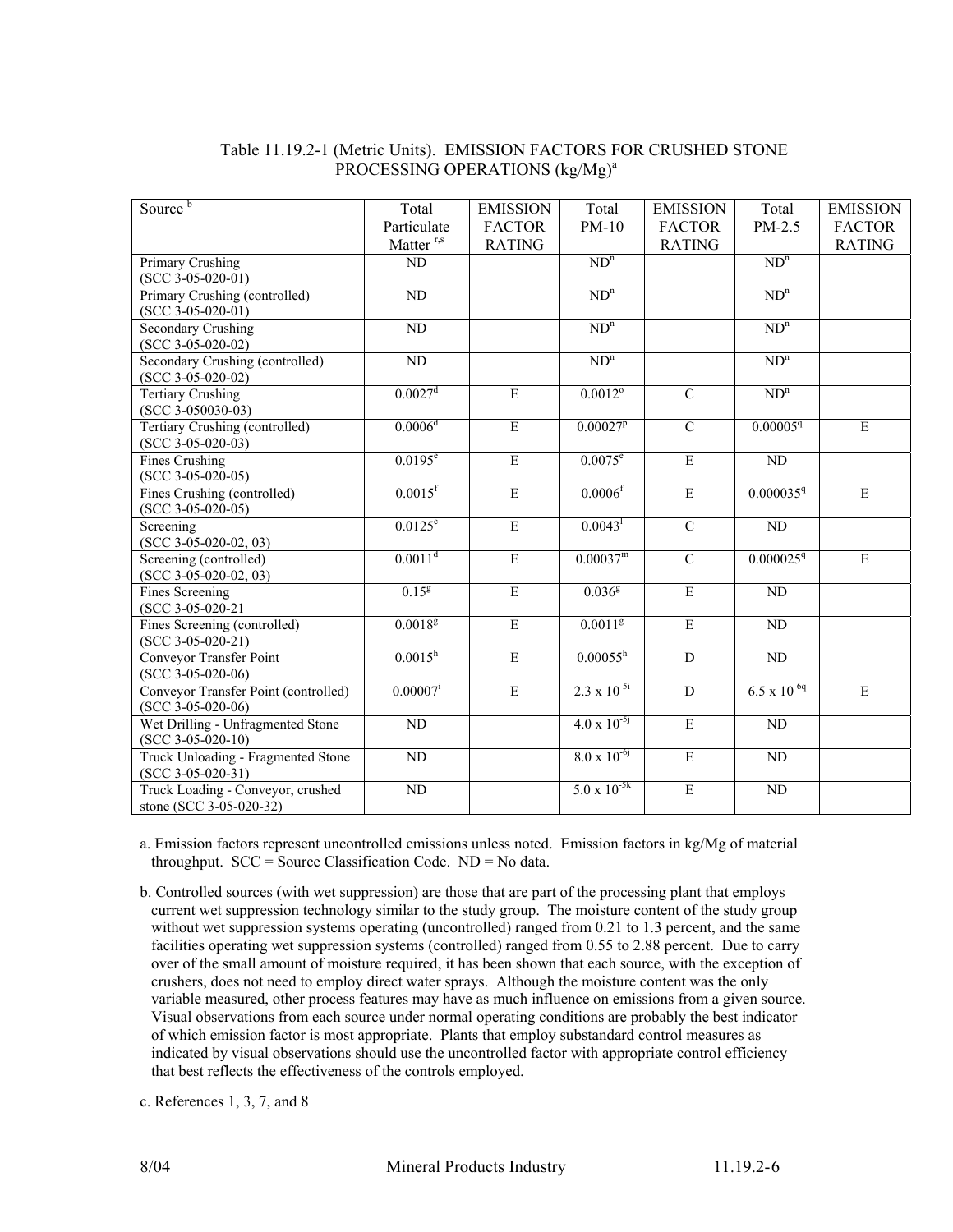Table 11.19.2-1 (Metric Units). EMISSION FACTORS FOR CRUSHED STONE PROCESSING OPERATIONS (kg/Mg)[a]

| Source [b] | Total Particulate Matter [r,s] | EMISSION FACTOR RATING | Total PM-10 | EMISSION FACTOR RATING | Total PM-2.5 | EMISSION FACTOR RATING |
|---|---|---|---|---|---|---|
| Primary Crushing (SCC 3-05-020-01) | ND | | ND[n] | | ND[n] | |
| Primary Crushing (controlled) (SCC 3-05-020-01) | ND | | ND[n] | | ND[n] | |
| Secondary Crushing (SCC 3-05-020-02) | ND | | ND[n] | | ND[n] | |
| Secondary Crushing (controlled) (SCC 3-05-020-02) | ND | | ND[n] | | ND[n] | |
| Tertiary Crushing (SCC 3-050030-03) | 0.0027[d] | E | 0.0012[o] | C | ND[n] | |
| Tertiary Crushing (controlled) (SCC 3-05-020-03) | 0.0006[d] | E | 0.00027[p] | C | 0.00005[q] | E |
| Fines Crushing (SCC 3-05-020-05) | 0.0195[e] | E | 0.0075[e] | E | ND | |
| Fines Crushing (controlled) (SCC 3-05-020-05) | 0.0015[f] | E | 0.0006[f] | E | 0.000035[q] | E |
| Screening (SCC 3-05-020-02, 03) | 0.0125[c] | E | 0.0043[l] | C | ND | |
| Screening (controlled) (SCC 3-05-020-02, 03) | 0.0011[d] | E | 0.00037[m] | C | 0.000025[q] | E |
| Fines Screening (SCC 3-05-020-21 | 0.15[g] | E | 0.036[g] | E | ND | |
| Fines Screening (controlled) (SCC 3-05-020-21) | 0.0018[g] | E | 0.0011[g] | E | ND | |
| Conveyor Transfer Point (SCC 3-05-020-06) | 0.0015[h] | E | 0.00055[h] | D | ND | |
| Conveyor Transfer Point (controlled) (SCC 3-05-020-06) | 0.00007[i] | E | $2.3 \times 10^{-5}$[i] | D | $6.5 \times 10^{-6}$[q] | E |
| Wet Drilling - Unfragmented Stone (SCC 3-05-020-10) | ND | | $4.0 \times 10^{-5}$[j] | E | ND | |
| Truck Unloading - Fragmented Stone (SCC 3-05-020-31) | ND | | $8.0 \times 10^{-6}$[j] | E | ND | |
| Truck Loading - Conveyor, crushed stone (SCC 3-05-020-32) | ND | | $5.0 \times 10^{-5}$[k] | E | ND | |

a. Emission factors represent uncontrolled emissions unless noted. Emission factors in kg/Mg of material throughput. SCC = Source Classification Code. ND = No data.

b. Controlled sources (with wet suppression) are those that are part of the processing plant that employs current wet suppression technology similar to the study group. The moisture content of the study group without wet suppression systems operating (uncontrolled) ranged from 0.21 to 1.3 percent, and the same facilities operating wet suppression systems (controlled) ranged from 0.55 to 2.88 percent. Due to carry over of the small amount of moisture required, it has been shown that each source, with the exception of crushers, does not need to employ direct water sprays. Although the moisture content was the only variable measured, other process features may have as much influence on emissions from a given source. Visual observations from each source under normal operating conditions are probably the best indicator of which emission factor is most appropriate. Plants that employ substandard control measures as indicated by visual observations should use the uncontrolled factor with appropriate control efficiency that best reflects the effectiveness of the controls employed.

c. References 1, 3, 7, and 8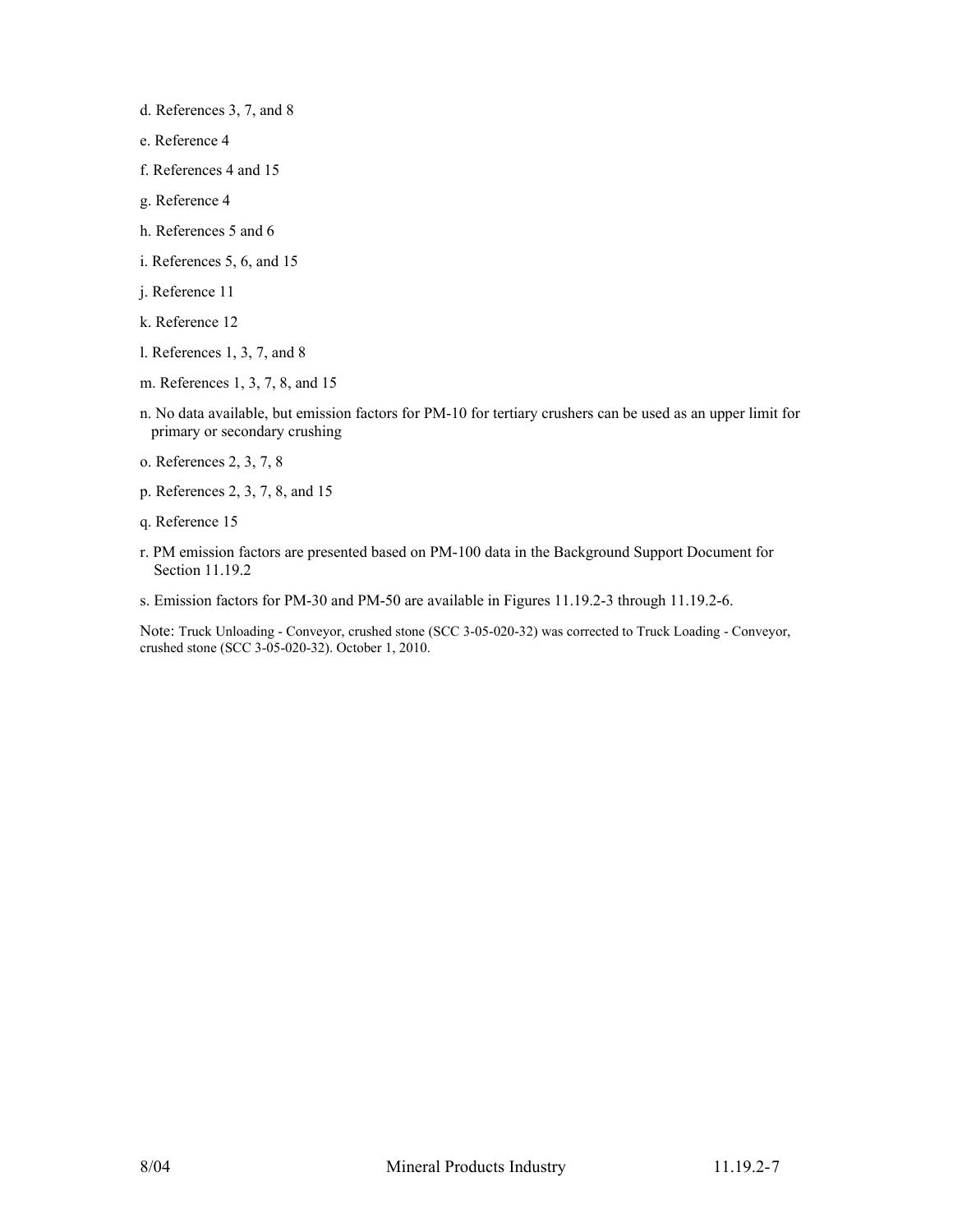d. References 3, 7, and 8

e. Reference 4

f. References 4 and 15

g. Reference 4

h. References 5 and 6

i. References 5, 6, and 15

j. Reference 11

k. Reference 12

l. References 1, 3, 7, and 8

m. References 1, 3, 7, 8, and 15

n. No data available, but emission factors for PM-10 for tertiary crushers can be used as an upper limit for primary or secondary crushing

o. References 2, 3, 7, 8

p. References 2, 3, 7, 8, and 15

q. Reference 15

r. PM emission factors are presented based on PM-100 data in the Background Support Document for Section 11.19.2

s. Emission factors for PM-30 and PM-50 are available in Figures 11.19.2-3 through 11.19.2-6.

Note: Truck Unloading - Conveyor, crushed stone (SCC 3-05-020-32) was corrected to Truck Loading - Conveyor, crushed stone (SCC 3-05-020-32). October 1, 2010.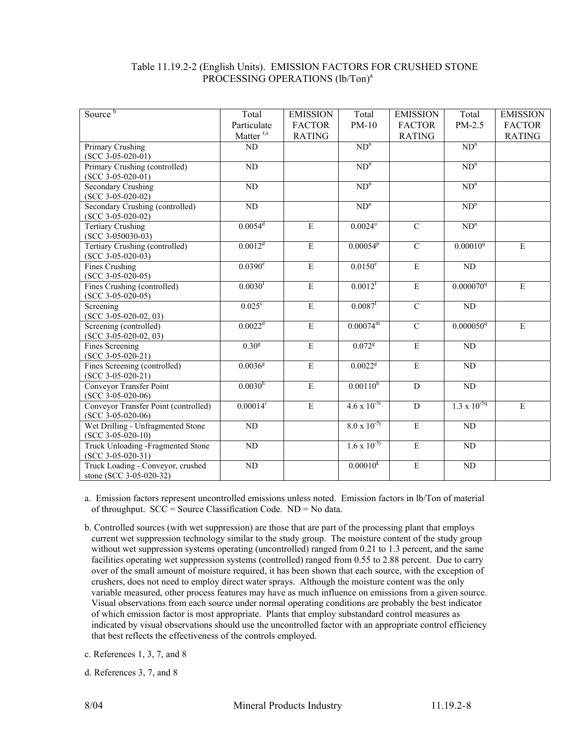Table 11.19.2-2 (English Units). EMISSION FACTORS FOR CRUSHED STONE PROCESSING OPERATIONS (lb/Ton)[a]

| Source [b] | Total Particulate Matter [r,s] | EMISSION FACTOR RATING | Total PM-10 | EMISSION FACTOR RATING | Total PM-2.5 | EMISSION FACTOR RATING |
|---|---|---|---|---|---|---|
| Primary Crushing (SCC 3-05-020-01) | ND | | ND[n] | | ND[n] | |
| Primary Crushing (controlled) (SCC 3-05-020-01) | ND | | ND[n] | | ND[n] | |
| Secondary Crushing (SCC 3-05-020-02) | ND | | ND[n] | | ND[n] | |
| Secondary Crushing (controlled) (SCC 3-05-020-02) | ND | | ND[n] | | ND[n] | |
| Tertiary Crushing (SCC 3-050030-03) | 0.0054[d] | E | 0.0024[o] | C | ND[n] | |
| Tertiary Crushing (controlled) (SCC 3-05-020-03) | 0.0012[d] | E | 0.00054[p] | C | 0.00010[q] | E |
| Fines Crushing (SCC 3-05-020-05) | 0.0390[e] | E | 0.0150[e] | E | ND | |
| Fines Crushing (controlled) (SCC 3-05-020-05) | 0.0030[f] | E | 0.0012[f] | E | 0.000070[q] | E |
| Screening (SCC 3-05-020-02, 03) | 0.025[c] | E | 0.0087[l] | C | ND | |
| Screening (controlled) (SCC 3-05-020-02, 03) | 0.0022[d] | E | 0.00074[m] | C | 0.000050[q] | E |
| Fines Screening (SCC 3-05-020-21) | 0.30[g] | E | 0.072[g] | E | ND | |
| Fines Screening (controlled) (SCC 3-05-020-21) | 0.0036[g] | E | 0.0022[g] | E | ND | |
| Conveyor Transfer Point (SCC 3-05-020-06) | 0.0030[h] | E | 0.00110[h] | D | ND | |
| Conveyor Transfer Point (controlled) (SCC 3-05-020-06) | 0.00014[i] | E | $4.6 \times 10^{-5}$[i] | D | $1.3 \times 10^{-5}$[q] | E |
| Wet Drilling - Unfragmented Stone (SCC 3-05-020-10) | ND | | $8.0 \times 10^{-5}$[j] | E | ND | |
| Truck Unloading -Fragmented Stone (SCC 3-05-020-31) | ND | | $1.6 \times 10^{-5}$[j] | E | ND | |
| Truck Loading - Conveyor, crushed stone (SCC 3-05-020-32) | ND | | 0.00010[k] | E | ND | |

a. Emission factors represent uncontrolled emissions unless noted. Emission factors in lb/Ton of material of throughput. SCC = Source Classification Code. ND = No data.

b. Controlled sources (with wet suppression) are those that are part of the processing plant that employs current wet suppression technology similar to the study group. The moisture content of the study group without wet suppression systems operating (uncontrolled) ranged from 0.21 to 1.3 percent, and the same facilities operating wet suppression systems (controlled) ranged from 0.55 to 2.88 percent. Due to carry over of the small amount of moisture required, it has been shown that each source, with the exception of crushers, does not need to employ direct water sprays. Although the moisture content was the only variable measured, other process features may have as much influence on emissions from a given source. Visual observations from each source under normal operating conditions are probably the best indicator of which emission factor is most appropriate. Plants that employ substandard control measures as indicated by visual observations should use the uncontrolled factor with an appropriate control efficiency that best reflects the effectiveness of the controls employed.

c. References 1, 3, 7, and 8

d. References 3, 7, and 8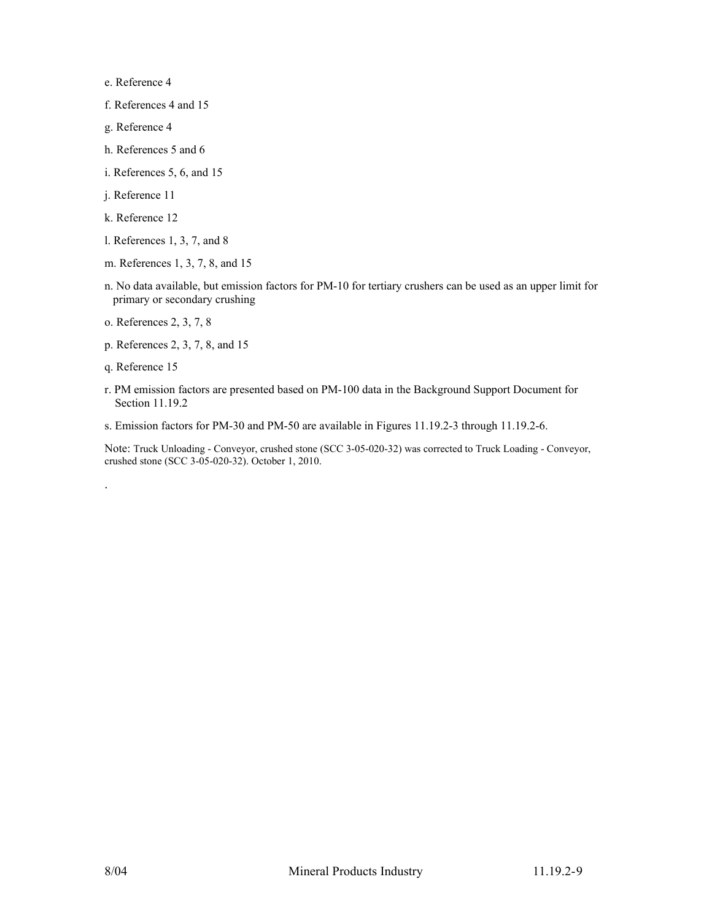e. Reference 4

f. References 4 and 15

g. Reference 4

h. References 5 and 6

i. References 5, 6, and 15

j. Reference 11

k. Reference 12

l. References 1, 3, 7, and 8

m. References 1, 3, 7, 8, and 15

n. No data available, but emission factors for PM-10 for tertiary crushers can be used as an upper limit for primary or secondary crushing

o. References 2, 3, 7, 8

p. References 2, 3, 7, 8, and 15

q. Reference 15

r. PM emission factors are presented based on PM-100 data in the Background Support Document for Section 11.19.2

s. Emission factors for PM-30 and PM-50 are available in Figures 11.19.2-3 through 11.19.2-6.

Note: Truck Unloading - Conveyor, crushed stone (SCC 3-05-020-32) was corrected to Truck Loading - Conveyor, crushed stone (SCC 3-05-020-32). October 1, 2010.

.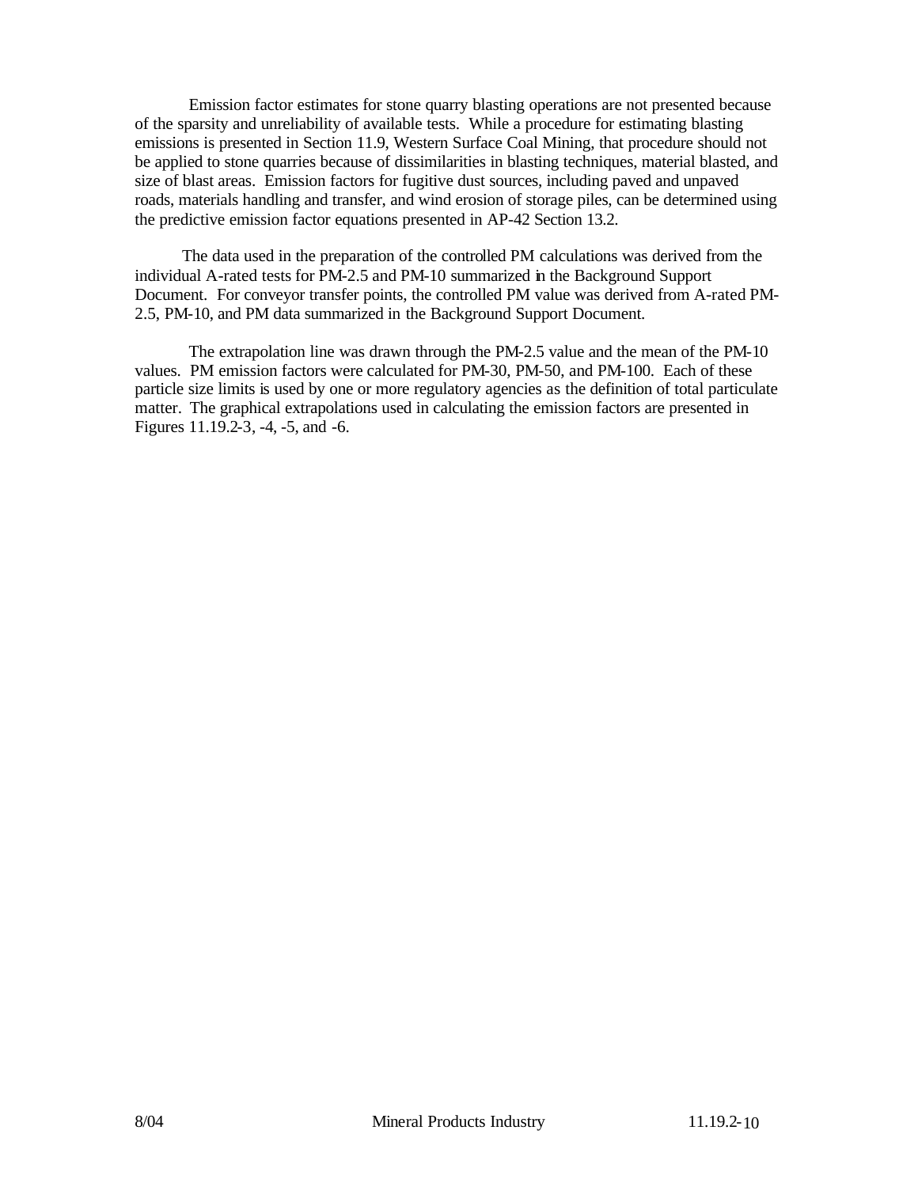Emission factor estimates for stone quarry blasting operations are not presented because of the sparsity and unreliability of available tests. While a procedure for estimating blasting emissions is presented in Section 11.9, Western Surface Coal Mining, that procedure should not be applied to stone quarries because of dissimilarities in blasting techniques, material blasted, and size of blast areas. Emission factors for fugitive dust sources, including paved and unpaved roads, materials handling and transfer, and wind erosion of storage piles, can be determined using the predictive emission factor equations presented in AP-42 Section 13.2.

The data used in the preparation of the controlled PM calculations was derived from the individual A-rated tests for PM-2.5 and PM-10 summarized in the Background Support Document. For conveyor transfer points, the controlled PM value was derived from A-rated PM-2.5, PM-10, and PM data summarized in the Background Support Document.

The extrapolation line was drawn through the PM-2.5 value and the mean of the PM-10 values. PM emission factors were calculated for PM-30, PM-50, and PM-100. Each of these particle size limits is used by one or more regulatory agencies as the definition of total particulate matter. The graphical extrapolations used in calculating the emission factors are presented in Figures 11.19.2-3, -4, -5, and -6.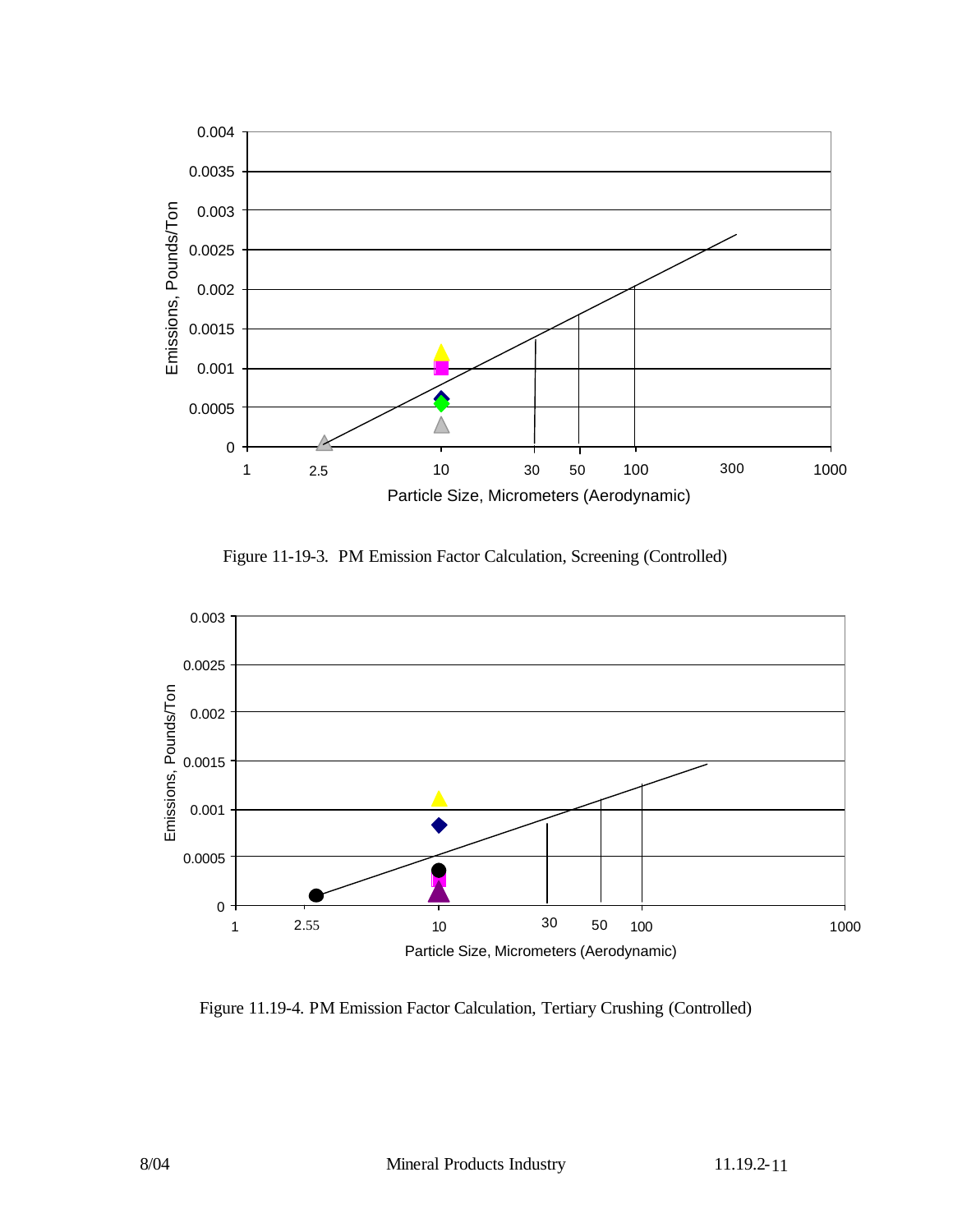Figure 11-19-3. PM Emission Factor Calculation, Screening (Controlled)

Figure 11.19-4. PM Emission Factor Calculation, Tertiary Crushing (Controlled)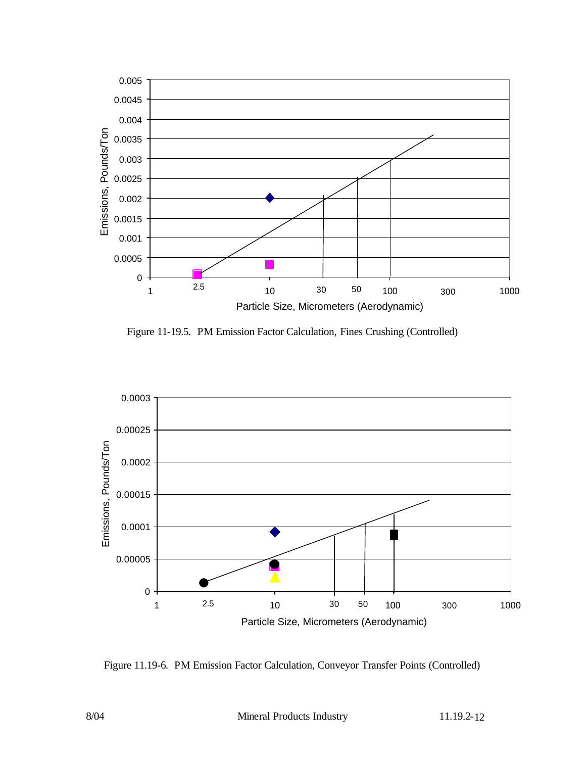Figure 11-19.5. PM Emission Factor Calculation, Fines Crushing (Controlled)

Figure 11.19-6. PM Emission Factor Calculation, Conveyor Transfer Points (Controlled)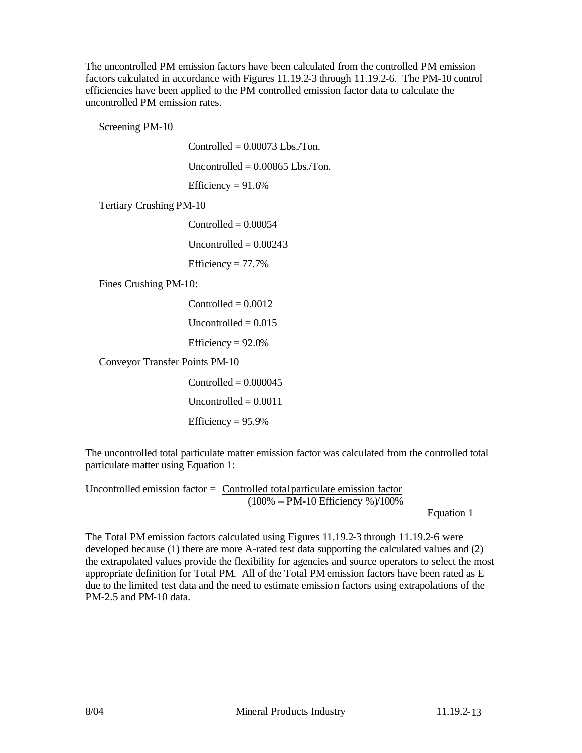The uncontrolled PM emission factors have been calculated from the controlled PM emission factors calculated in accordance with Figures 11.19.2-3 through 11.19.2-6. The PM-10 control efficiencies have been applied to the PM controlled emission factor data to calculate the uncontrolled PM emission rates.

Screening PM-10

Controlled = 0.00073 Lbs./Ton.

Uncontrolled = 0.00865 Lbs./Ton.

Efficiency = 91.6%

Tertiary Crushing PM-10

Controlled = 0.00054

Uncontrolled = 0.00243

Efficiency = 77.7%

Fines Crushing PM-10:

Controlled = 0.0012

Uncontrolled = 0.015

Efficiency = 92.0%

Conveyor Transfer Points PM-10

Controlled = 0.000045

Uncontrolled = 0.0011

Efficiency = 95.9%

The uncontrolled total particulate matter emission factor was calculated from the controlled total particulate matter using Equation 1:

$$\text{Uncontrolled emission factor} = \frac{\text{Controlled total particulate emission factor}}{(100\% - \text{PM-10 Efficiency }\%)/100\%} \qquad \text{Equation 1}$$

The Total PM emission factors calculated using Figures 11.19.2-3 through 11.19.2-6 were developed because (1) there are more A-rated test data supporting the calculated values and (2) the extrapolated values provide the flexibility for agencies and source operators to select the most appropriate definition for Total PM. All of the Total PM emission factors have been rated as E due to the limited test data and the need to estimate emission factors using extrapolations of the PM-2.5 and PM-10 data.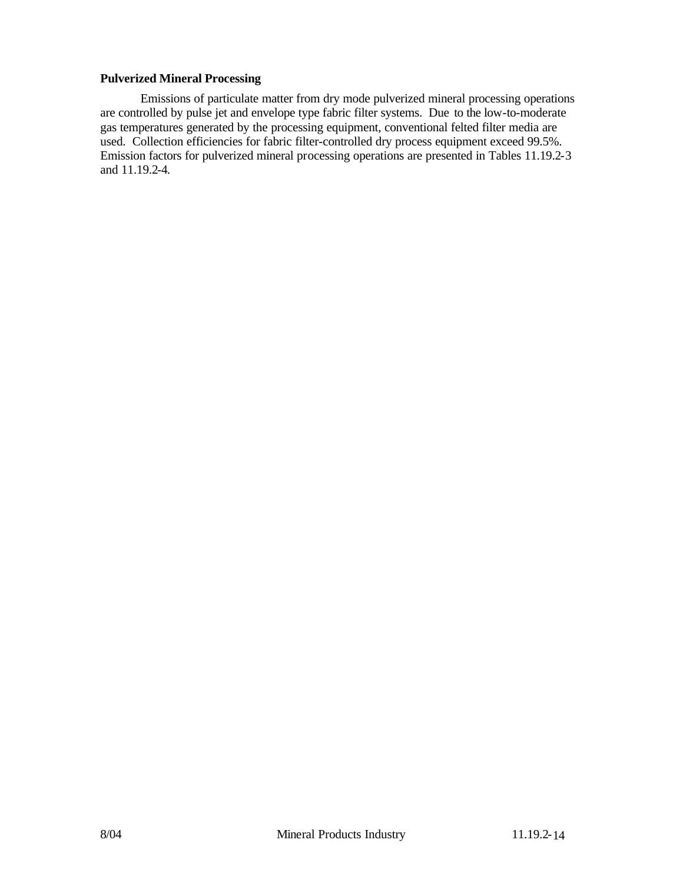**Pulverized Mineral Processing**

Emissions of particulate matter from dry mode pulverized mineral processing operations are controlled by pulse jet and envelope type fabric filter systems. Due to the low-to-moderate gas temperatures generated by the processing equipment, conventional felted filter media are used. Collection efficiencies for fabric filter-controlled dry process equipment exceed 99.5%. Emission factors for pulverized mineral processing operations are presented in Tables 11.19.2-3 and 11.19.2-4.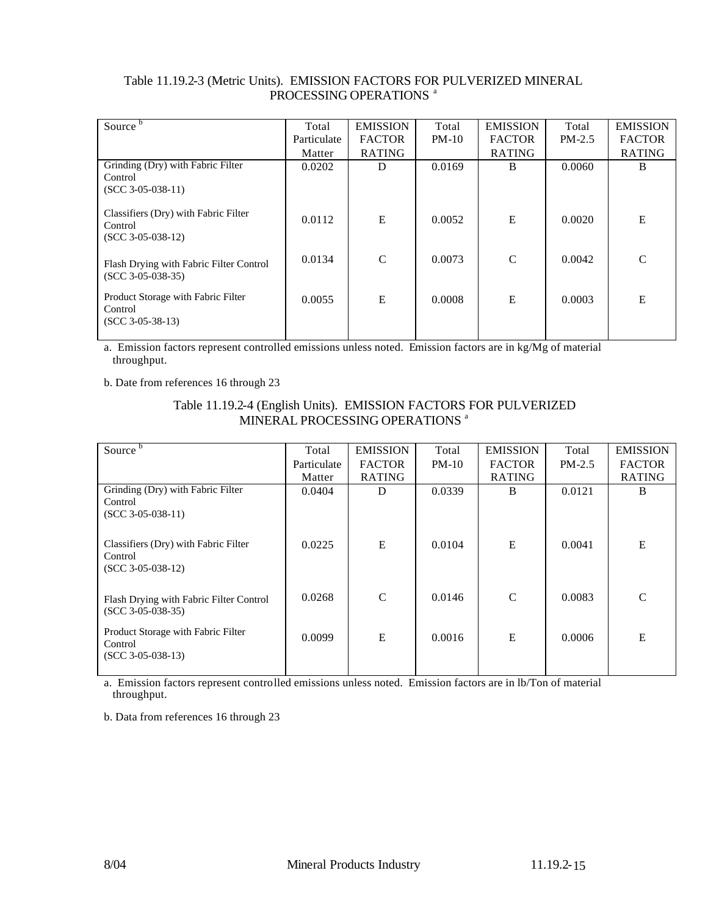Table 11.19.2-3 (Metric Units). EMISSION FACTORS FOR PULVERIZED MINERAL PROCESSING OPERATIONS [a]

| Source [b] | Total Particulate Matter | EMISSION FACTOR RATING | Total PM-10 | EMISSION FACTOR RATING | Total PM-2.5 | EMISSION FACTOR RATING |
|---|---|---|---|---|---|---|
| Grinding (Dry) with Fabric Filter Control (SCC 3-05-038-11) | 0.0202 | D | 0.0169 | B | 0.0060 | B |
| Classifiers (Dry) with Fabric Filter Control (SCC 3-05-038-12) | 0.0112 | E | 0.0052 | E | 0.0020 | E |
| Flash Drying with Fabric Filter Control (SCC 3-05-038-35) | 0.0134 | C | 0.0073 | C | 0.0042 | C |
| Product Storage with Fabric Filter Control (SCC 3-05-38-13) | 0.0055 | E | 0.0008 | E | 0.0003 | E |

a. Emission factors represent controlled emissions unless noted. Emission factors are in kg/Mg of material throughput.

b. Date from references 16 through 23

Table 11.19.2-4 (English Units). EMISSION FACTORS FOR PULVERIZED MINERAL PROCESSING OPERATIONS [a]

| Source [b] | Total Particulate Matter | EMISSION FACTOR RATING | Total PM-10 | EMISSION FACTOR RATING | Total PM-2.5 | EMISSION FACTOR RATING |
|---|---|---|---|---|---|---|
| Grinding (Dry) with Fabric Filter Control (SCC 3-05-038-11) | 0.0404 | D | 0.0339 | B | 0.0121 | B |
| Classifiers (Dry) with Fabric Filter Control (SCC 3-05-038-12) | 0.0225 | E | 0.0104 | E | 0.0041 | E |
| Flash Drying with Fabric Filter Control (SCC 3-05-038-35) | 0.0268 | C | 0.0146 | C | 0.0083 | C |
| Product Storage with Fabric Filter Control (SCC 3-05-038-13) | 0.0099 | E | 0.0016 | E | 0.0006 | E |

a. Emission factors represent controlled emissions unless noted. Emission factors are in lb/Ton of material throughput.

b. Data from references 16 through 23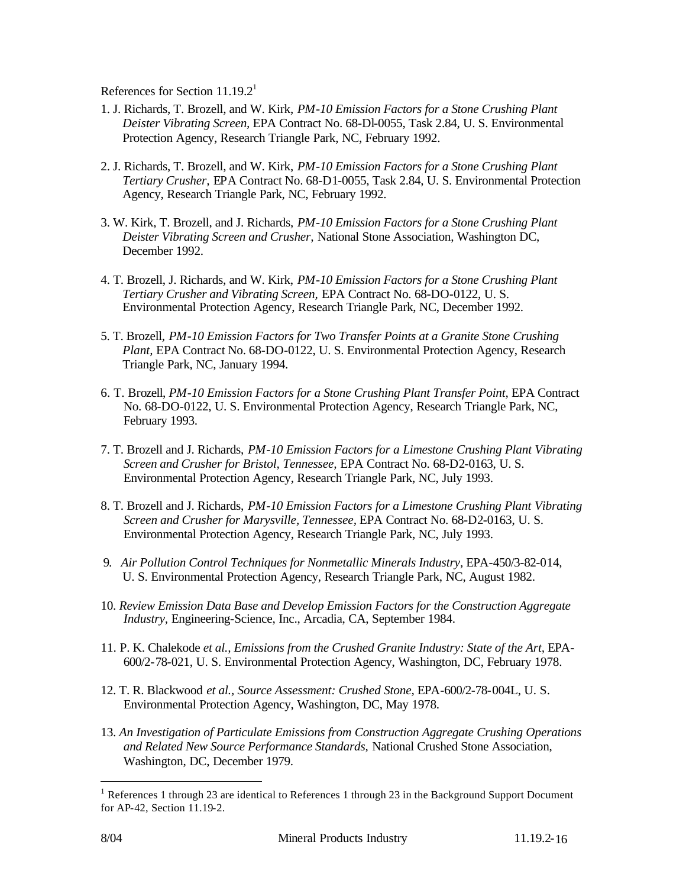References for Section 11.19.2[1]

1. J. Richards, T. Brozell, and W. Kirk, *PM-10 Emission Factors for a Stone Crushing Plant Deister Vibrating Screen,* EPA Contract No. 68-Dl-0055, Task 2.84, U. S. Environmental Protection Agency, Research Triangle Park, NC, February 1992.

2. J. Richards, T. Brozell, and W. Kirk, *PM-10 Emission Factors for a Stone Crushing Plant Tertiary Crusher,* EPA Contract No. 68-D1-0055, Task 2.84, U. S. Environmental Protection Agency, Research Triangle Park, NC, February 1992.

3. W. Kirk, T. Brozell, and J. Richards, *PM-10 Emission Factors for a Stone Crushing Plant Deister Vibrating Screen and Crusher,* National Stone Association, Washington DC, December 1992.

4. T. Brozell, J. Richards, and W. Kirk, *PM-10 Emission Factors for a Stone Crushing Plant Tertiary Crusher and Vibrating Screen,* EPA Contract No. 68-DO-0122, U. S. Environmental Protection Agency, Research Triangle Park, NC, December 1992.

5. T. Brozell, *PM-10 Emission Factors for Two Transfer Points at a Granite Stone Crushing Plant,* EPA Contract No. 68-DO-0122, U. S. Environmental Protection Agency, Research Triangle Park, NC, January 1994.

6. T. Brozell, *PM-10 Emission Factors for a Stone Crushing Plant Transfer Point,* EPA Contract No. 68-DO-0122, U. S. Environmental Protection Agency, Research Triangle Park, NC, February 1993.

7. T. Brozell and J. Richards, *PM-10 Emission Factors for a Limestone Crushing Plant Vibrating Screen and Crusher for Bristol, Tennessee,* EPA Contract No. 68-D2-0163, U. S. Environmental Protection Agency, Research Triangle Park, NC, July 1993.

8. T. Brozell and J. Richards, *PM-10 Emission Factors for a Limestone Crushing Plant Vibrating Screen and Crusher for Marysville, Tennessee,* EPA Contract No. 68-D2-0163, U. S. Environmental Protection Agency, Research Triangle Park, NC, July 1993.

9. *Air Pollution Control Techniques for Nonmetallic Minerals Industry,* EPA-450/3-82-014, U. S. Environmental Protection Agency, Research Triangle Park, NC, August 1982.

10. *Review Emission Data Base and Develop Emission Factors for the Construction Aggregate Industry,* Engineering-Science, Inc., Arcadia, CA, September 1984.

11. P. K. Chalekode *et al., Emissions from the Crushed Granite Industry: State of the Art,* EPA-600/2-78-021, U. S. Environmental Protection Agency, Washington, DC, February 1978.

12. T. R. Blackwood *et al., Source Assessment: Crushed Stone,* EPA-600/2-78-004L, U. S. Environmental Protection Agency, Washington, DC, May 1978.

13. *An Investigation of Particulate Emissions from Construction Aggregate Crushing Operations and Related New Source Performance Standards,* National Crushed Stone Association, Washington, DC, December 1979.

---

[1] References 1 through 23 are identical to References 1 through 23 in the Background Support Document for AP-42, Section 11.19-2.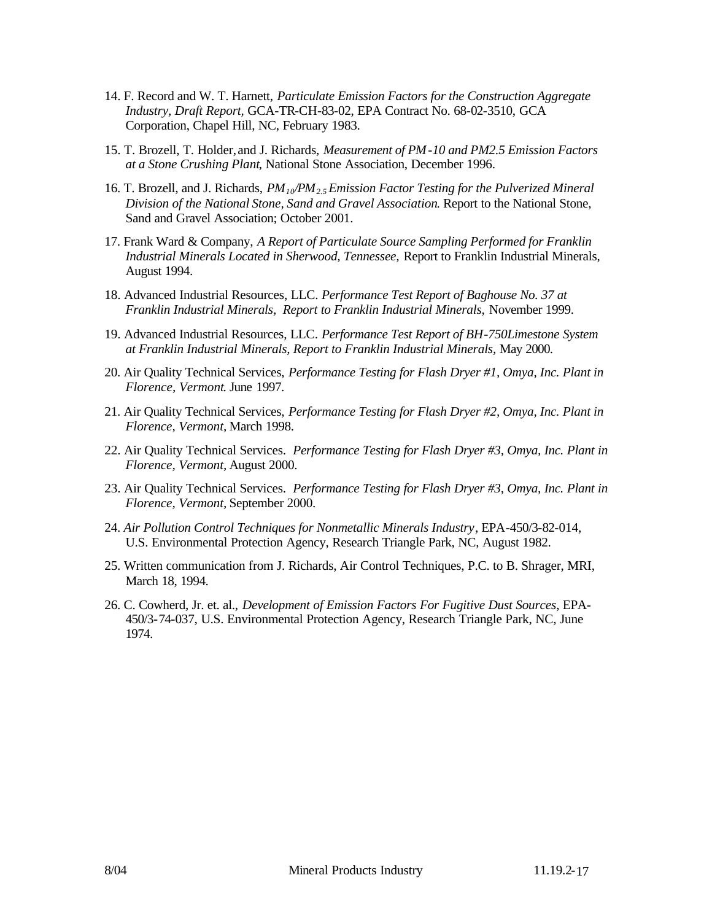14. F. Record and W. T. Harnett, *Particulate Emission Factors for the Construction Aggregate Industry, Draft Report,* GCA-TR-CH-83-02, EPA Contract No. 68-02-3510, GCA Corporation, Chapel Hill, NC, February 1983.

15. T. Brozell, T. Holder, and J. Richards, *Measurement of PM-10 and PM2.5 Emission Factors at a Stone Crushing Plant*, National Stone Association, December 1996.

16. T. Brozell, and J. Richards, *$PM_{10}$/$PM_{2.5}$ Emission Factor Testing for the Pulverized Mineral Division of the National Stone, Sand and Gravel Association*. Report to the National Stone, Sand and Gravel Association; October 2001.

17. Frank Ward & Company, *A Report of Particulate Source Sampling Performed for Franklin Industrial Minerals Located in Sherwood, Tennessee,* Report to Franklin Industrial Minerals, August 1994.

18. Advanced Industrial Resources, LLC. *Performance Test Report of Baghouse No. 37 at Franklin Industrial Minerals, Report to Franklin Industrial Minerals,* November 1999.

19. Advanced Industrial Resources, LLC. *Performance Test Report of BH-750Limestone System at Franklin Industrial Minerals, Report to Franklin Industrial Minerals,* May 2000.

20. Air Quality Technical Services, *Performance Testing for Flash Dryer #1, Omya, Inc. Plant in Florence, Vermont*. June 1997.

21. Air Quality Technical Services, *Performance Testing for Flash Dryer #2, Omya, Inc. Plant in Florence, Vermont,* March 1998.

22. Air Quality Technical Services. *Performance Testing for Flash Dryer #3, Omya, Inc. Plant in Florence, Vermont,* August 2000.

23. Air Quality Technical Services. *Performance Testing for Flash Dryer #3, Omya, Inc. Plant in Florence, Vermont,* September 2000.

24. *Air Pollution Control Techniques for Nonmetallic Minerals Industry*, EPA-450/3-82-014, U.S. Environmental Protection Agency, Research Triangle Park, NC, August 1982.

25. Written communication from J. Richards, Air Control Techniques, P.C. to B. Shrager, MRI, March 18, 1994.

26. C. Cowherd, Jr. et. al., *Development of Emission Factors For Fugitive Dust Sources*, EPA-450/3-74-037, U.S. Environmental Protection Agency, Research Triangle Park, NC, June 1974.